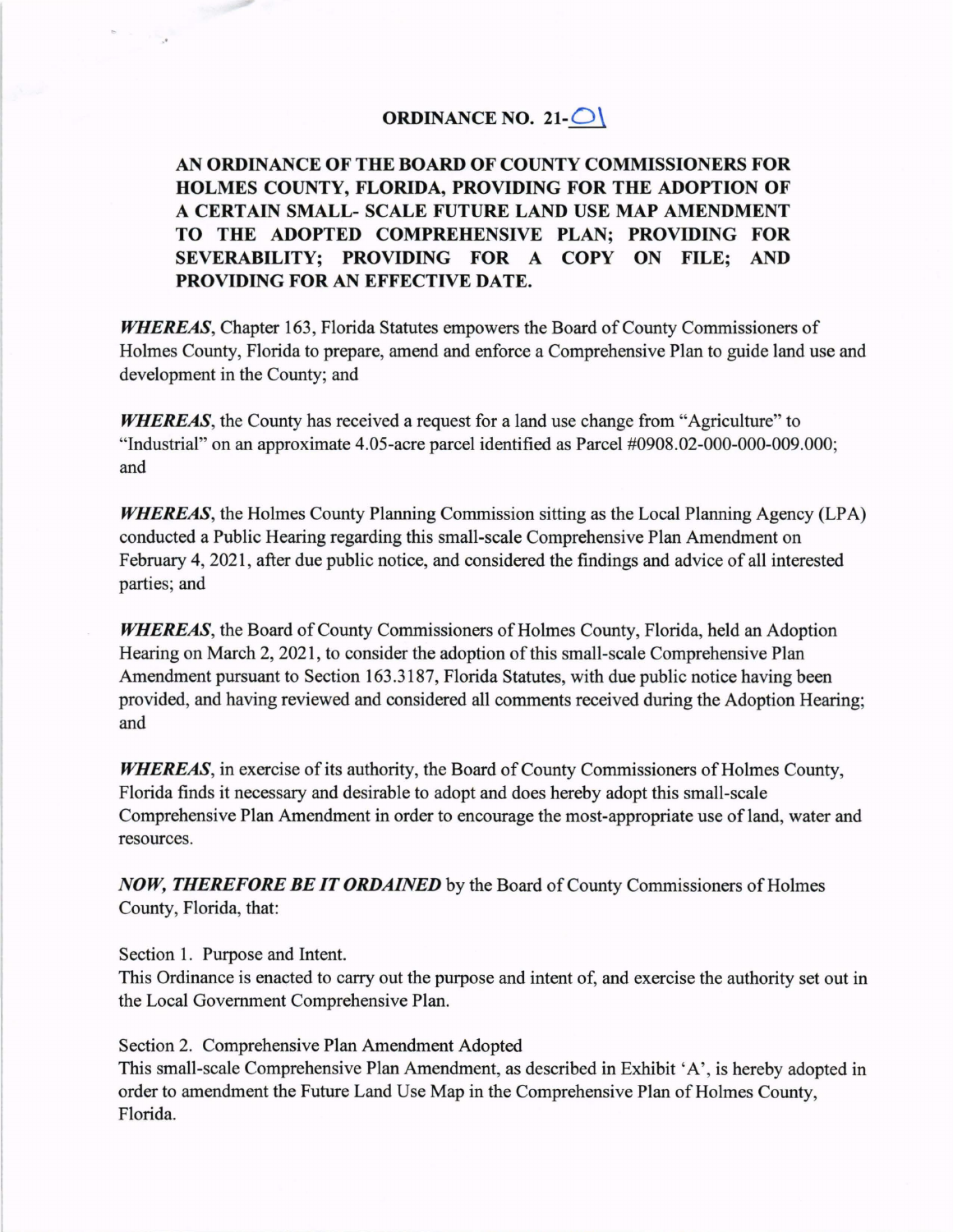# ORDINANCE NO. 21-01

**AN ORDINANCE OF THE BOARD OF COUNTY COMMISSIONERS FOR HOLMES COUNTY, FLORIDA, PROVIDING FOR THE ADOPTION OF A CERTAIN SMALL- SCALE FUTURE LAND USE MAP AMENDMENT TO THE ADOPTED COMPREHENSIVE PLAN; PROVIDING FOR SEVERABILITY; PROVIDING FOR A COPY ON FILE; AND PROVIDING FOR AN EFFECTIVE DATE.**

***WHEREAS***, Chapter 163, Florida Statutes empowers the Board of County Commissioners of Holmes County, Florida to prepare, amend and enforce a Comprehensive Plan to guide land use and development in the County; and

***WHEREAS***, the County has received a request for a land use change from "Agriculture" to "Industrial" on an approximate 4.05-acre parcel identified as Parcel #0908.02-000-000-009.000; and

***WHEREAS***, the Holmes County Planning Commission sitting as the Local Planning Agency (LPA) conducted a Public Hearing regarding this small-scale Comprehensive Plan Amendment on February 4, 2021, after due public notice, and considered the findings and advice of all interested parties; and

***WHEREAS***, the Board of County Commissioners of Holmes County, Florida, held an Adoption Hearing on March 2, 2021, to consider the adoption of this small-scale Comprehensive Plan Amendment pursuant to Section 163.3187, Florida Statutes, with due public notice having been provided, and having reviewed and considered all comments received during the Adoption Hearing; and

***WHEREAS***, in exercise of its authority, the Board of County Commissioners of Holmes County, Florida finds it necessary and desirable to adopt and does hereby adopt this small-scale Comprehensive Plan Amendment in order to encourage the most-appropriate use of land, water and resources.

***NOW, THEREFORE BE IT ORDAINED*** by the Board of County Commissioners of Holmes County, Florida, that:

Section 1. Purpose and Intent.
This Ordinance is enacted to carry out the purpose and intent of, and exercise the authority set out in the Local Government Comprehensive Plan.

Section 2. Comprehensive Plan Amendment Adopted
This small-scale Comprehensive Plan Amendment, as described in Exhibit 'A', is hereby adopted in order to amendment the Future Land Use Map in the Comprehensive Plan of Holmes County, Florida.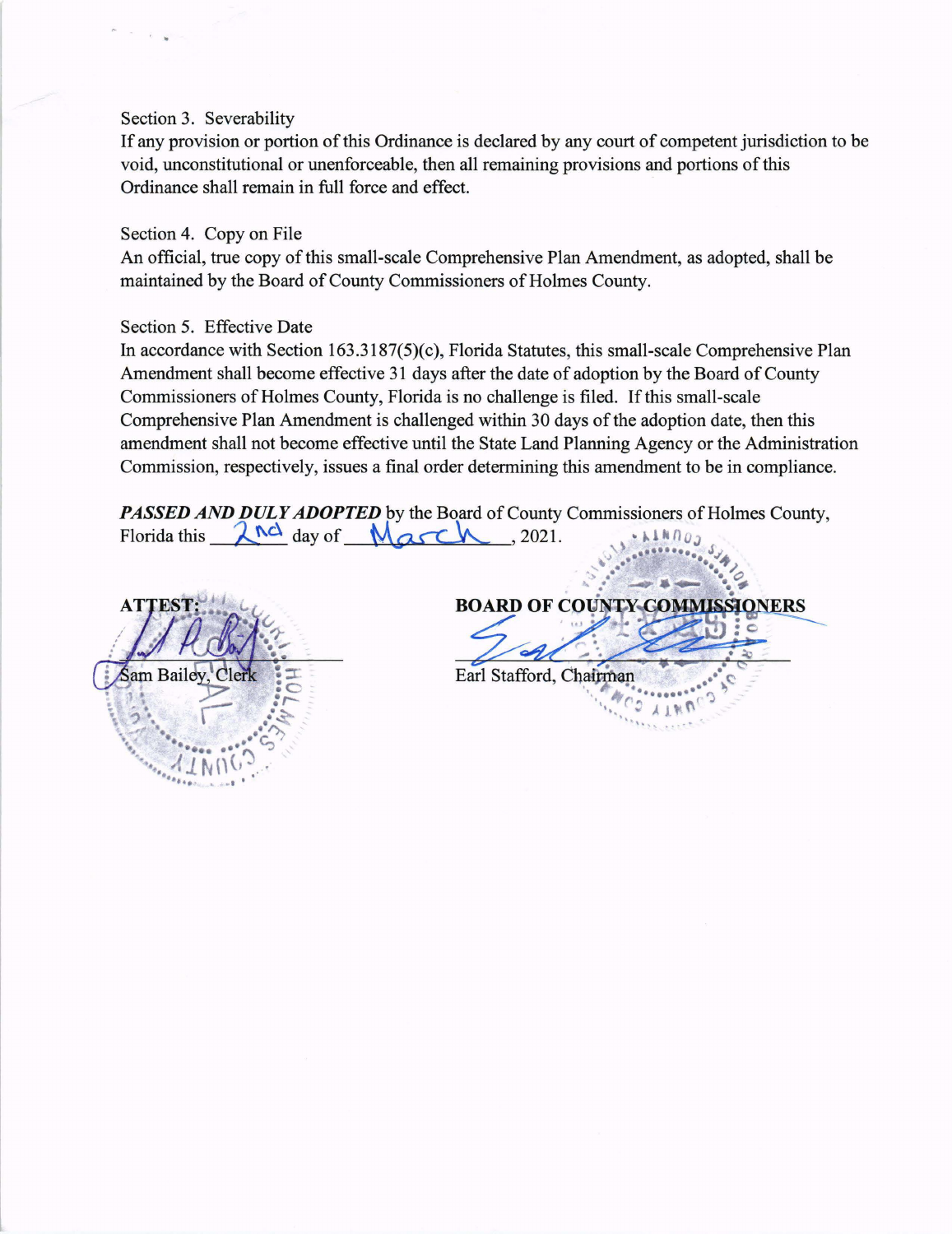Section 3. Severability

If any provision or portion of this Ordinance is declared by any court of competent jurisdiction to be void, unconstitutional or unenforceable, then all remaining provisions and portions of this Ordinance shall remain in full force and effect.

Section 4. Copy on File

An official, true copy of this small-scale Comprehensive Plan Amendment, as adopted, shall be maintained by the Board of County Commissioners of Holmes County.

Section 5. Effective Date

In accordance with Section 163.3187(5)(c), Florida Statutes, this small-scale Comprehensive Plan Amendment shall become effective 31 days after the date of adoption by the Board of County Commissioners of Holmes County, Florida is no challenge is filed. If this small-scale Comprehensive Plan Amendment is challenged within 30 days of the adoption date, then this amendment shall not become effective until the State Land Planning Agency or the Administration Commission, respectively, issues a final order determining this amendment to be in compliance.

***PASSED AND DULY ADOPTED*** by the Board of County Commissioners of Holmes County, Florida this 2nd day of March, 2021.

**ATTEST:**

Sam Bailey, Clerk

**BOARD OF COUNTY COMMISSIONERS**

Earl Stafford, Chairman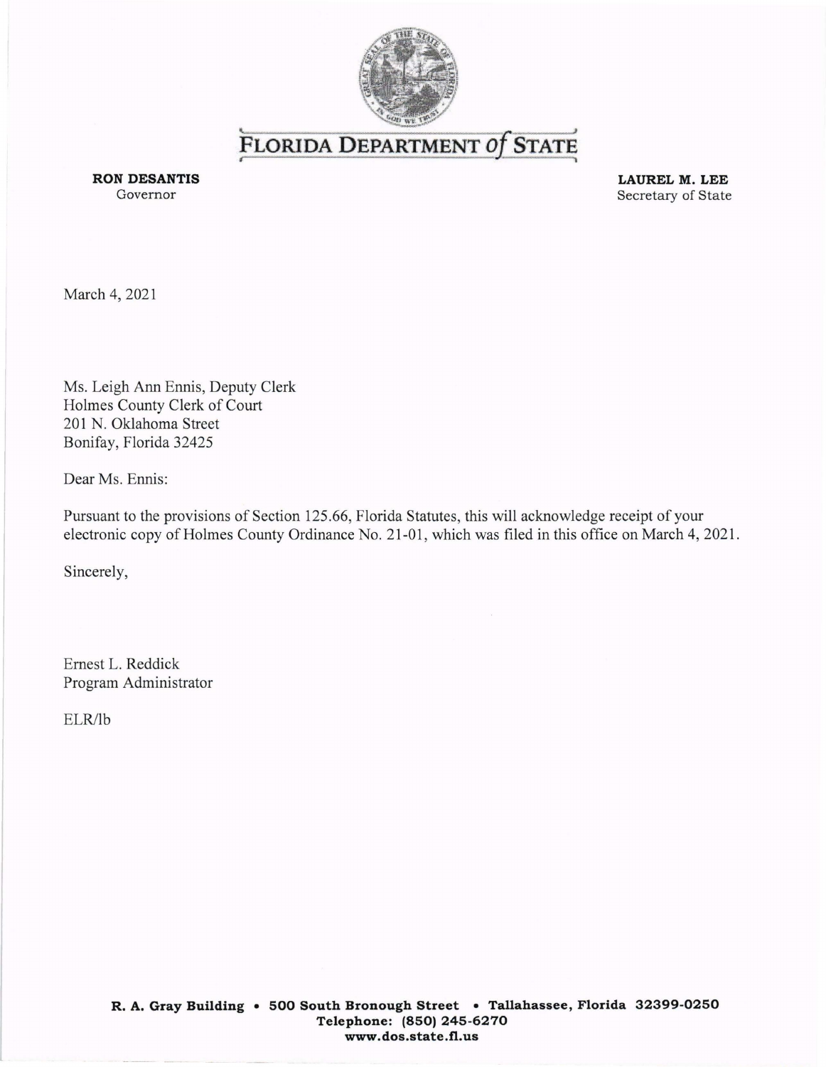# FLORIDA DEPARTMENT *of* STATE

**RON DESANTIS**
Governor

**LAUREL M. LEE**
Secretary of State

March 4, 2021

Ms. Leigh Ann Ennis, Deputy Clerk
Holmes County Clerk of Court
201 N. Oklahoma Street
Bonifay, Florida 32425

Dear Ms. Ennis:

Pursuant to the provisions of Section 125.66, Florida Statutes, this will acknowledge receipt of your electronic copy of Holmes County Ordinance No. 21-01, which was filed in this office on March 4, 2021.

Sincerely,

Ernest L. Reddick
Program Administrator

ELR/lb

**R. A. Gray Building • 500 South Bronough Street • Tallahassee, Florida 32399-0250**
**Telephone: (850) 245-6270**
**www.dos.state.fl.us**